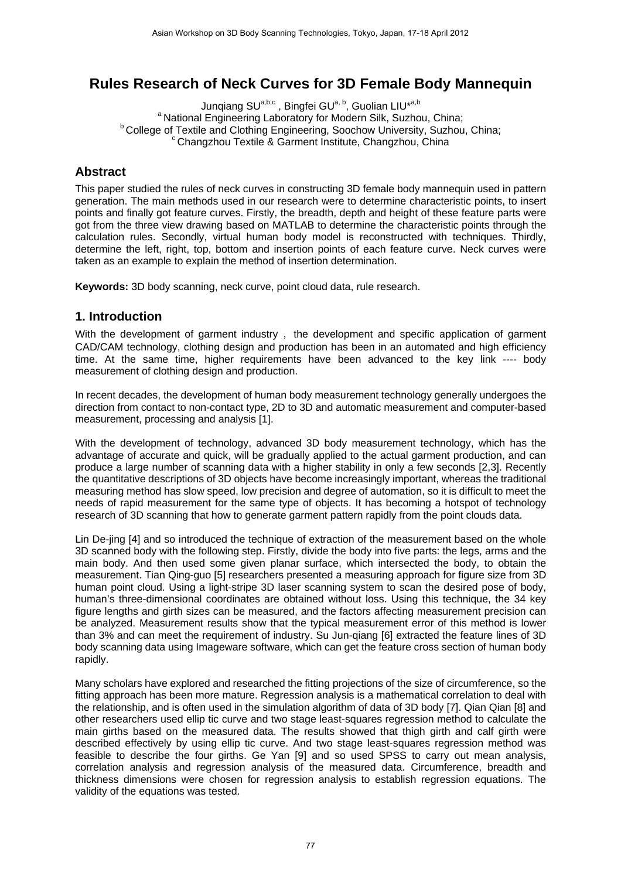# Rules Research of Neck Curves for 3D Female Body Mannequin

Junqiang SU[a,b,c], Bingfei GU[a,b], Guolian LIU*[a,b]

[a] National Engineering Laboratory for Modern Silk, Suzhou, China;
[b] College of Textile and Clothing Engineering, Soochow University, Suzhou, China;
[c] Changzhou Textile & Garment Institute, Changzhou, China

## Abstract

This paper studied the rules of neck curves in constructing 3D female body mannequin used in pattern generation. The main methods used in our research were to determine characteristic points, to insert points and finally got feature curves. Firstly, the breadth, depth and height of these feature parts were got from the three view drawing based on MATLAB to determine the characteristic points through the calculation rules. Secondly, virtual human body model is reconstructed with techniques. Thirdly, determine the left, right, top, bottom and insertion points of each feature curve. Neck curves were taken as an example to explain the method of insertion determination.

**Keywords:** 3D body scanning, neck curve, point cloud data, rule research.

## 1. Introduction

With the development of garment industry， the development and specific application of garment CAD/CAM technology, clothing design and production has been in an automated and high efficiency time. At the same time, higher requirements have been advanced to the key link ---- body measurement of clothing design and production.

In recent decades, the development of human body measurement technology generally undergoes the direction from contact to non-contact type, 2D to 3D and automatic measurement and computer-based measurement, processing and analysis [1].

With the development of technology, advanced 3D body measurement technology, which has the advantage of accurate and quick, will be gradually applied to the actual garment production, and can produce a large number of scanning data with a higher stability in only a few seconds [2,3]. Recently the quantitative descriptions of 3D objects have become increasingly important, whereas the traditional measuring method has slow speed, low precision and degree of automation, so it is difficult to meet the needs of rapid measurement for the same type of objects. It has becoming a hotspot of technology research of 3D scanning that how to generate garment pattern rapidly from the point clouds data.

Lin De-jing [4] and so introduced the technique of extraction of the measurement based on the whole 3D scanned body with the following step. Firstly, divide the body into five parts: the legs, arms and the main body. And then used some given planar surface, which intersected the body, to obtain the measurement. Tian Qing-guo [5] researchers presented a measuring approach for figure size from 3D human point cloud. Using a light-stripe 3D laser scanning system to scan the desired pose of body, human's three-dimensional coordinates are obtained without loss. Using this technique, the 34 key figure lengths and girth sizes can be measured, and the factors affecting measurement precision can be analyzed. Measurement results show that the typical measurement error of this method is lower than 3% and can meet the requirement of industry. Su Jun-qiang [6] extracted the feature lines of 3D body scanning data using Imageware software, which can get the feature cross section of human body rapidly.

Many scholars have explored and researched the fitting projections of the size of circumference, so the fitting approach has been more mature. Regression analysis is a mathematical correlation to deal with the relationship, and is often used in the simulation algorithm of data of 3D body [7]. Qian Qian [8] and other researchers used ellip tic curve and two stage least-squares regression method to calculate the main girths based on the measured data. The results showed that thigh girth and calf girth were described effectively by using ellip tic curve. And two stage least-squares regression method was feasible to describe the four girths. Ge Yan [9] and so used SPSS to carry out mean analysis, correlation analysis and regression analysis of the measured data. Circumference, breadth and thickness dimensions were chosen for regression analysis to establish regression equations. The validity of the equations was tested.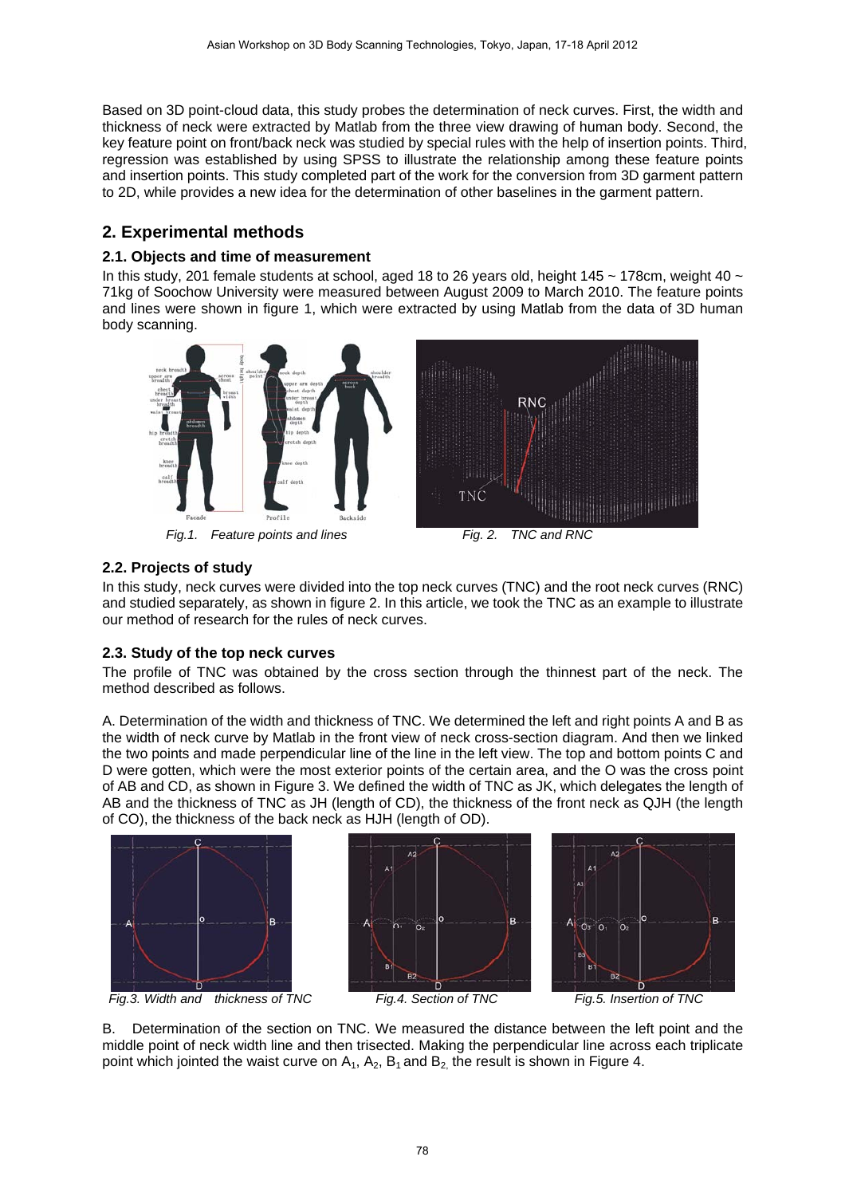Based on 3D point-cloud data, this study probes the determination of neck curves. First, the width and thickness of neck were extracted by Matlab from the three view drawing of human body. Second, the key feature point on front/back neck was studied by special rules with the help of insertion points. Third, regression was established by using SPSS to illustrate the relationship among these feature points and insertion points. This study completed part of the work for the conversion from 3D garment pattern to 2D, while provides a new idea for the determination of other baselines in the garment pattern.

## 2. Experimental methods

### 2.1. Objects and time of measurement

In this study, 201 female students at school, aged 18 to 26 years old, height 145 ~ 178cm, weight 40 ~ 71kg of Soochow University were measured between August 2009 to March 2010. The feature points and lines were shown in figure 1, which were extracted by using Matlab from the data of 3D human body scanning.

*Fig.1. Feature points and lines*

*Fig. 2. TNC and RNC*

### 2.2. Projects of study

In this study, neck curves were divided into the top neck curves (TNC) and the root neck curves (RNC) and studied separately, as shown in figure 2. In this article, we took the TNC as an example to illustrate our method of research for the rules of neck curves.

### 2.3. Study of the top neck curves

The profile of TNC was obtained by the cross section through the thinnest part of the neck. The method described as follows.

A. Determination of the width and thickness of TNC. We determined the left and right points A and B as the width of neck curve by Matlab in the front view of neck cross-section diagram. And then we linked the two points and made perpendicular line of the line in the left view. The top and bottom points C and D were gotten, which were the most exterior points of the certain area, and the O was the cross point of AB and CD, as shown in Figure 3. We defined the width of TNC as JK, which delegates the length of AB and the thickness of TNC as JH (length of CD), the thickness of the front neck as QJH (the length of CO), the thickness of the back neck as HJH (length of OD).

*Fig.3. Width and thickness of TNC*

*Fig.4. Section of TNC*

*Fig.5. Insertion of TNC*

B. Determination of the section on TNC. We measured the distance between the left point and the middle point of neck width line and then trisected. Making the perpendicular line across each triplicate point which jointed the waist curve on $A_1$, $A_2$, $B_1$ and $B_2$, the result is shown in Figure 4.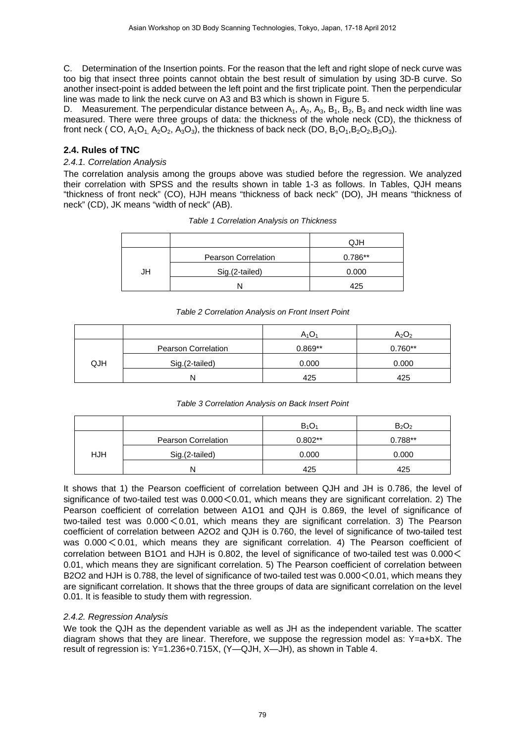C. Determination of the Insertion points. For the reason that the left and right slope of neck curve was too big that insect three points cannot obtain the best result of simulation by using 3D-B curve. So another insect-point is added between the left point and the first triplicate point. Then the perpendicular line was made to link the neck curve on A3 and B3 which is shown in Figure 5.

D. Measurement. The perpendicular distance between $A_1$, $A_2$, $A_3$, $B_1$, $B_2$, $B_3$ and neck width line was measured. There were three groups of data: the thickness of the whole neck (CD), the thickness of front neck ( CO, $A_1O_1$, $A_2O_2$, $A_3O_3$), the thickness of back neck (DO, $B_1O_1$, $B_2O_2$, $B_3O_3$).

## 2.4. Rules of TNC

### *2.4.1. Correlation Analysis*

The correlation analysis among the groups above was studied before the regression. We analyzed their correlation with SPSS and the results shown in table 1-3 as follows. In Tables, QJH means "thickness of front neck" (CO), HJH means "thickness of back neck" (DO), JH means "thickness of neck" (CD), JK means "width of neck" (AB).

*Table 1 Correlation Analysis on Thickness*

| | | QJH |
|---|---|---|
| JH | Pearson Correlation | 0.786** |
| | Sig.(2-tailed) | 0.000 |
| | N | 425 |

*Table 2 Correlation Analysis on Front Insert Point*

| | | $A_1O_1$ | $A_2O_2$ |
|---|---|---|---|
| QJH | Pearson Correlation | 0.869** | 0.760** |
| | Sig.(2-tailed) | 0.000 | 0.000 |
| | N | 425 | 425 |

*Table 3 Correlation Analysis on Back Insert Point*

| | | $B_1O_1$ | $B_2O_2$ |
|---|---|---|---|
| HJH | Pearson Correlation | 0.802** | 0.788** |
| | Sig.(2-tailed) | 0.000 | 0.000 |
| | N | 425 | 425 |

It shows that 1) the Pearson coefficient of correlation between QJH and JH is 0.786, the level of significance of two-tailed test was $0.000 < 0.01$, which means they are significant correlation. 2) The Pearson coefficient of correlation between A1O1 and QJH is 0.869, the level of significance of two-tailed test was $0.000 < 0.01$, which means they are significant correlation. 3) The Pearson coefficient of correlation between A2O2 and QJH is 0.760, the level of significance of two-tailed test was $0.000 < 0.01$, which means they are significant correlation. 4) The Pearson coefficient of correlation between B1O1 and HJH is 0.802, the level of significance of two-tailed test was $0.000 < 0.01$, which means they are significant correlation. 5) The Pearson coefficient of correlation between B2O2 and HJH is 0.788, the level of significance of two-tailed test was $0.000 < 0.01$, which means they are significant correlation. It shows that the three groups of data are significant correlation on the level 0.01. It is feasible to study them with regression.

### *2.4.2. Regression Analysis*

We took the QJH as the dependent variable as well as JH as the independent variable. The scatter diagram shows that they are linear. Therefore, we suppose the regression model as: $Y=a+bX$. The result of regression is: $Y=1.236+0.715X$, (Y—QJH, X—JH), as shown in Table 4.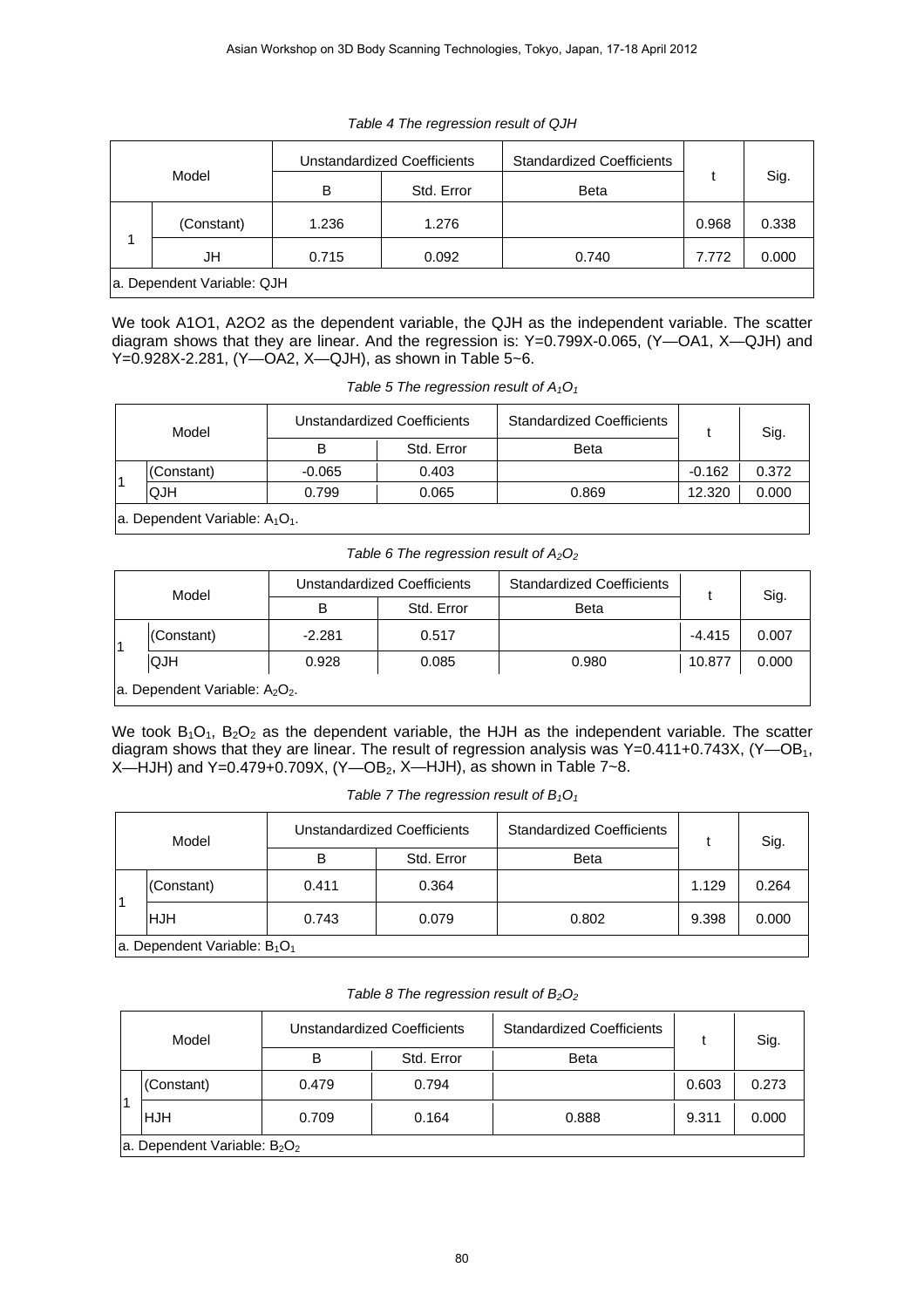*Table 4 The regression result of QJH*

| Model | | Unstandardized Coefficients | | Standardized Coefficients | t | Sig. |
|---|---|---|---|---|---|---|
| | | B | Std. Error | Beta | | |
| 1 | (Constant) | 1.236 | 1.276 | | 0.968 | 0.338 |
| | JH | 0.715 | 0.092 | 0.740 | 7.772 | 0.000 |
| a. Dependent Variable: QJH | | | | | | |

We took A1O1, A2O2 as the dependent variable, the QJH as the independent variable. The scatter diagram shows that they are linear. And the regression is: Y=0.799X-0.065, (Y—OA1, X—QJH) and Y=0.928X-2.281, (Y—OA2, X—QJH), as shown in Table 5~6.

*Table 5 The regression result of $A_1O_1$*

| Model | | Unstandardized Coefficients | | Standardized Coefficients | t | Sig. |
|---|---|---|---|---|---|---|
| | | B | Std. Error | Beta | | |
| 1 | (Constant) | -0.065 | 0.403 | | -0.162 | 0.372 |
| | QJH | 0.799 | 0.065 | 0.869 | 12.320 | 0.000 |
| a. Dependent Variable: $A_1O_1$. | | | | | | |

*Table 6 The regression result of $A_2O_2$*

| Model | | Unstandardized Coefficients | | Standardized Coefficients | t | Sig. |
|---|---|---|---|---|---|---|
| | | B | Std. Error | Beta | | |
| 1 | (Constant) | -2.281 | 0.517 | | -4.415 | 0.007 |
| | QJH | 0.928 | 0.085 | 0.980 | 10.877 | 0.000 |
| a. Dependent Variable: $A_2O_2$. | | | | | | |

We took $B_1O_1$, $B_2O_2$ as the dependent variable, the HJH as the independent variable. The scatter diagram shows that they are linear. The result of regression analysis was Y=0.411+0.743X, (Y—$OB_1$, X—HJH) and Y=0.479+0.709X, (Y—$OB_2$, X—HJH), as shown in Table 7~8.

*Table 7 The regression result of $B_1O_1$*

| Model | | Unstandardized Coefficients | | Standardized Coefficients | t | Sig. |
|---|---|---|---|---|---|---|
| | | B | Std. Error | Beta | | |
| 1 | (Constant) | 0.411 | 0.364 | | 1.129 | 0.264 |
| | HJH | 0.743 | 0.079 | 0.802 | 9.398 | 0.000 |
| a. Dependent Variable: $B_1O_1$ | | | | | | |

*Table 8 The regression result of $B_2O_2$*

| Model | | Unstandardized Coefficients | | Standardized Coefficients | t | Sig. |
|---|---|---|---|---|---|---|
| | | B | Std. Error | Beta | | |
| 1 | (Constant) | 0.479 | 0.794 | | 0.603 | 0.273 |
| | HJH | 0.709 | 0.164 | 0.888 | 9.311 | 0.000 |
| a. Dependent Variable: $B_2O_2$ | | | | | | |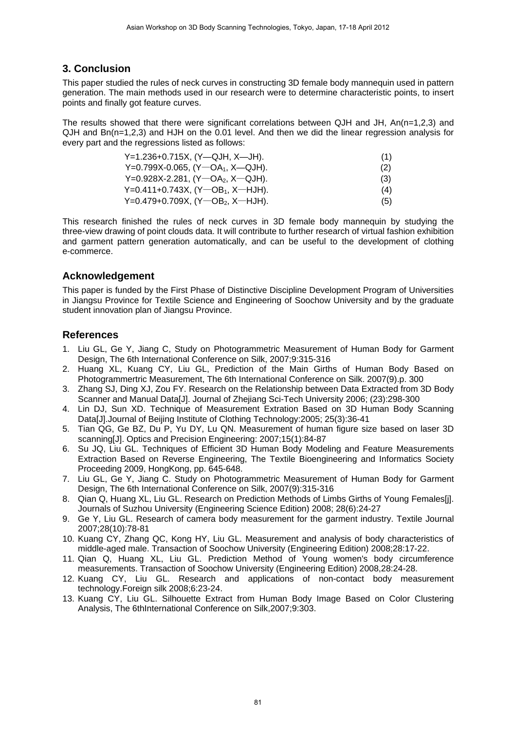## 3. Conclusion

This paper studied the rules of neck curves in constructing 3D female body mannequin used in pattern generation. The main methods used in our research were to determine characteristic points, to insert points and finally got feature curves.

The results showed that there were significant correlations between QJH and JH, An(n=1,2,3) and QJH and Bn(n=1,2,3) and HJH on the 0.01 level. And then we did the linear regression analysis for every part and the regressions listed as follows:

$$Y=1.236+0.715X, (Y—QJH, X—JH). \quad (1)$$

$$Y=0.799X-0.065, (Y—OA_1, X—QJH). \quad (2)$$

$$Y=0.928X-2.281, (Y—OA_2, X—QJH). \quad (3)$$

$$Y=0.411+0.743X, (Y—OB_1, X—HJH). \quad (4)$$

$$Y=0.479+0.709X, (Y—OB_2, X—HJH). \quad (5)$$

This research finished the rules of neck curves in 3D female body mannequin by studying the three-view drawing of point clouds data. It will contribute to further research of virtual fashion exhibition and garment pattern generation automatically, and can be useful to the development of clothing e-commerce.

## Acknowledgement

This paper is funded by the First Phase of Distinctive Discipline Development Program of Universities in Jiangsu Province for Textile Science and Engineering of Soochow University and by the graduate student innovation plan of Jiangsu Province.

## References

1. Liu GL, Ge Y, Jiang C, Study on Photogrammetric Measurement of Human Body for Garment Design, The 6th International Conference on Silk, 2007;9:315-316
2. Huang XL, Kuang CY, Liu GL, Prediction of the Main Girths of Human Body Based on Photogrammertric Measurement, The 6th International Conference on Silk. 2007(9).p. 300
3. Zhang SJ, Ding XJ, Zou FY. Research on the Relationship between Data Extracted from 3D Body Scanner and Manual Data[J]. Journal of Zhejiang Sci-Tech University 2006; (23):298-300
4. Lin DJ, Sun XD. Technique of Measurement Extration Based on 3D Human Body Scanning Data[J].Journal of Beijing Institute of Clothing Technology:2005; 25(3):36-41
5. Tian QG, Ge BZ, Du P, Yu DY, Lu QN. Measurement of human figure size based on laser 3D scanning[J]. Optics and Precision Engineering: 2007;15(1):84-87
6. Su JQ, Liu GL. Techniques of Efficient 3D Human Body Modeling and Feature Measurements Extraction Based on Reverse Engineering, The Textile Bioengineering and Informatics Society Proceeding 2009, HongKong, pp. 645-648.
7. Liu GL, Ge Y, Jiang C. Study on Photogrammetric Measurement of Human Body for Garment Design, The 6th International Conference on Silk, 2007(9):315-316
8. Qian Q, Huang XL, Liu GL. Research on Prediction Methods of Limbs Girths of Young Females[j]. Journals of Suzhou University (Engineering Science Edition) 2008; 28(6):24-27
9. Ge Y, Liu GL. Research of camera body measurement for the garment industry. Textile Journal 2007;28(10):78-81
10. Kuang CY, Zhang QC, Kong HY, Liu GL. Measurement and analysis of body characteristics of middle-aged male. Transaction of Soochow University (Engineering Edition) 2008;28:17-22.
11. Qian Q, Huang XL, Liu GL. Prediction Method of Young women's body circumference measurements. Transaction of Soochow University (Engineering Edition) 2008,28:24-28.
12. Kuang CY, Liu GL. Research and applications of non-contact body measurement technology.Foreign silk 2008;6:23-24.
13. Kuang CY, Liu GL. Silhouette Extract from Human Body Image Based on Color Clustering Analysis, The 6thInternational Conference on Silk,2007;9:303.